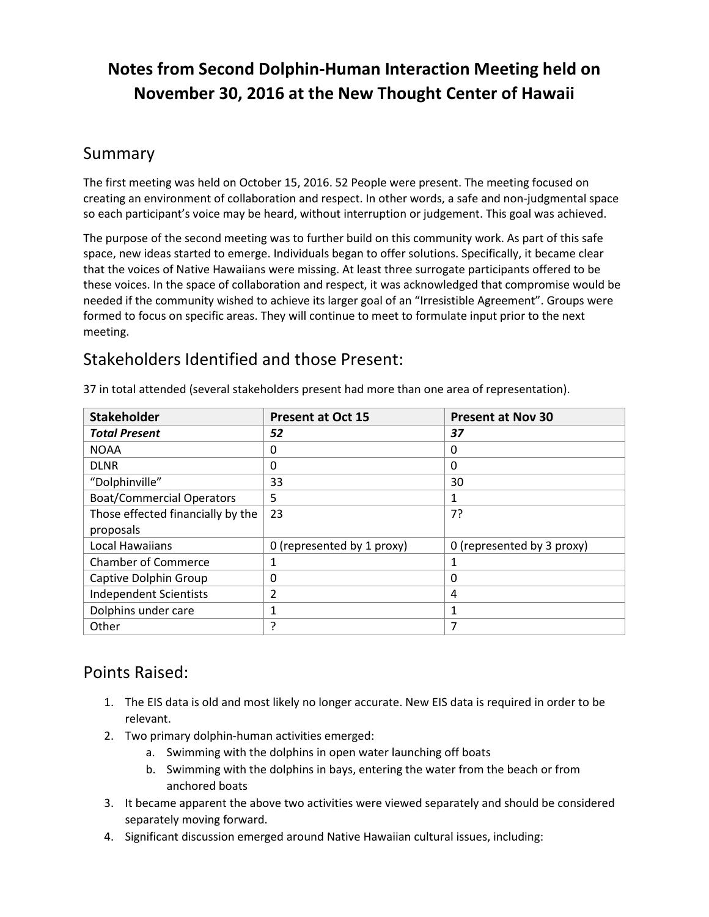# Notes from Second Dolphin-Human Interaction Meeting held on November 30, 2016 at the New Thought Center of Hawaii

## Summary

The first meeting was held on October 15, 2016. 52 People were present. The meeting focused on creating an environment of collaboration and respect. In other words, a safe and non-judgmental space so each participant's voice may be heard, without interruption or judgement. This goal was achieved.

The purpose of the second meeting was to further build on this community work. As part of this safe space, new ideas started to emerge. Individuals began to offer solutions. Specifically, it became clear that the voices of Native Hawaiians were missing. At least three surrogate participants offered to be these voices. In the space of collaboration and respect, it was acknowledged that compromise would be needed if the community wished to achieve its larger goal of an "Irresistible Agreement". Groups were formed to focus on specific areas. They will continue to meet to formulate input prior to the next meeting.

## Stakeholders Identified and those Present:

37 in total attended (several stakeholders present had more than one area of representation).

| Stakeholder | Present at Oct 15 | Present at Nov 30 |
|---|---|---|
| ***Total Present*** | ***52*** | ***37*** |
| NOAA | 0 | 0 |
| DLNR | 0 | 0 |
| "Dolphinville" | 33 | 30 |
| Boat/Commercial Operators | 5 | 1 |
| Those effected financially by the proposals | 23 | 7? |
| Local Hawaiians | 0 (represented by 1 proxy) | 0 (represented by 3 proxy) |
| Chamber of Commerce | 1 | 1 |
| Captive Dolphin Group | 0 | 0 |
| Independent Scientists | 2 | 4 |
| Dolphins under care | 1 | 1 |
| Other | ? | 7 |

## Points Raised:

1. The EIS data is old and most likely no longer accurate. New EIS data is required in order to be relevant.
2. Two primary dolphin-human activities emerged:
    a. Swimming with the dolphins in open water launching off boats
    b. Swimming with the dolphins in bays, entering the water from the beach or from anchored boats
3. It became apparent the above two activities were viewed separately and should be considered separately moving forward.
4. Significant discussion emerged around Native Hawaiian cultural issues, including: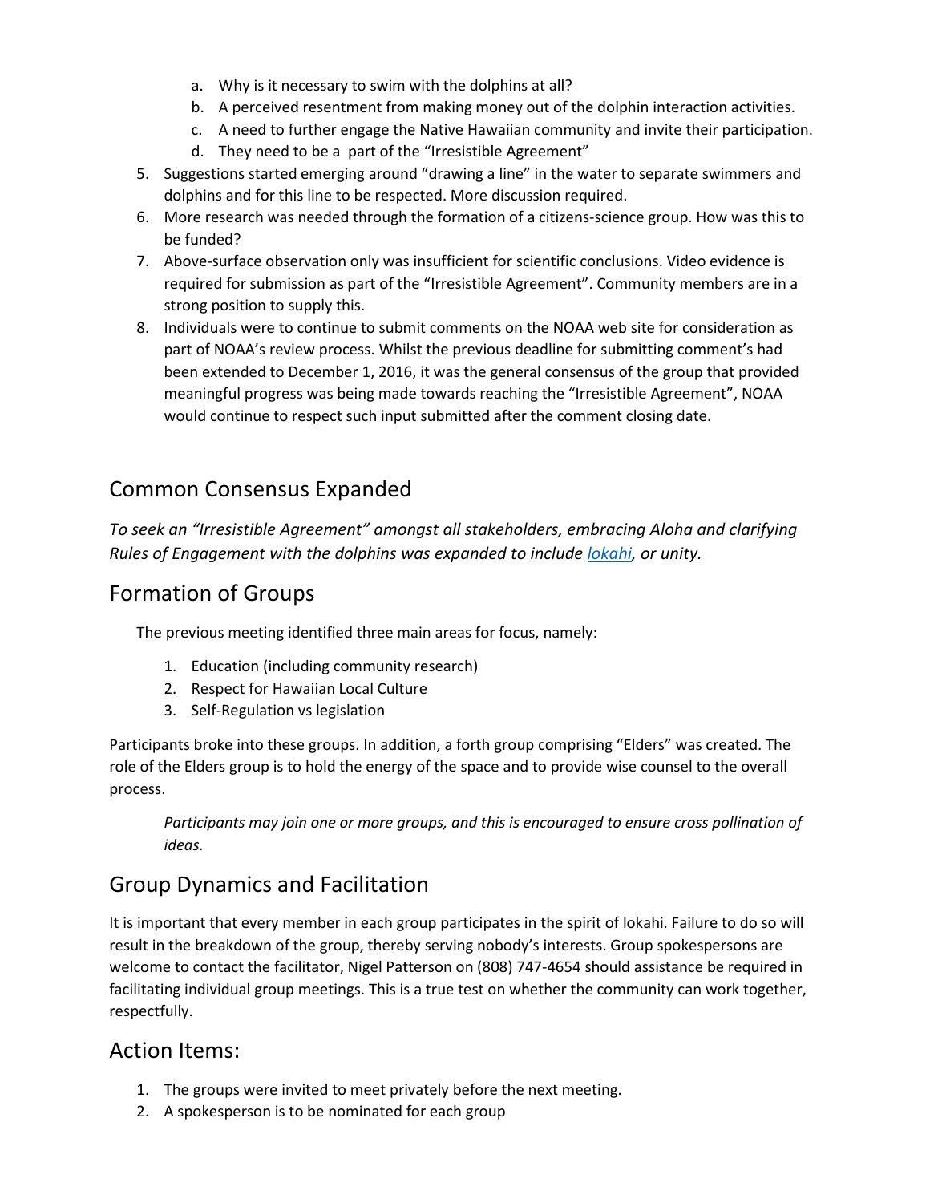a. Why is it necessary to swim with the dolphins at all?
   b. A perceived resentment from making money out of the dolphin interaction activities.
   c. A need to further engage the Native Hawaiian community and invite their participation.
   d. They need to be a  part of the "Irresistible Agreement"
5. Suggestions started emerging around "drawing a line" in the water to separate swimmers and dolphins and for this line to be respected. More discussion required.
6. More research was needed through the formation of a citizens-science group. How was this to be funded?
7. Above-surface observation only was insufficient for scientific conclusions. Video evidence is required for submission as part of the "Irresistible Agreement". Community members are in a strong position to supply this.
8. Individuals were to continue to submit comments on the NOAA web site for consideration as part of NOAA's review process. Whilst the previous deadline for submitting comment's had been extended to December 1, 2016, it was the general consensus of the group that provided meaningful progress was being made towards reaching the "Irresistible Agreement", NOAA would continue to respect such input submitted after the comment closing date.

## Common Consensus Expanded

*To seek an "Irresistible Agreement" amongst all stakeholders, embracing Aloha and clarifying Rules of Engagement with the dolphins was expanded to include lokahi, or unity.*

## Formation of Groups

The previous meeting identified three main areas for focus, namely:

1. Education (including community research)
2. Respect for Hawaiian Local Culture
3. Self-Regulation vs legislation

Participants broke into these groups. In addition, a forth group comprising "Elders" was created. The role of the Elders group is to hold the energy of the space and to provide wise counsel to the overall process.

> *Participants may join one or more groups, and this is encouraged to ensure cross pollination of ideas.*

## Group Dynamics and Facilitation

It is important that every member in each group participates in the spirit of lokahi. Failure to do so will result in the breakdown of the group, thereby serving nobody's interests. Group spokespersons are welcome to contact the facilitator, Nigel Patterson on (808) 747-4654 should assistance be required in facilitating individual group meetings. This is a true test on whether the community can work together, respectfully.

## Action Items:

1. The groups were invited to meet privately before the next meeting.
2. A spokesperson is to be nominated for each group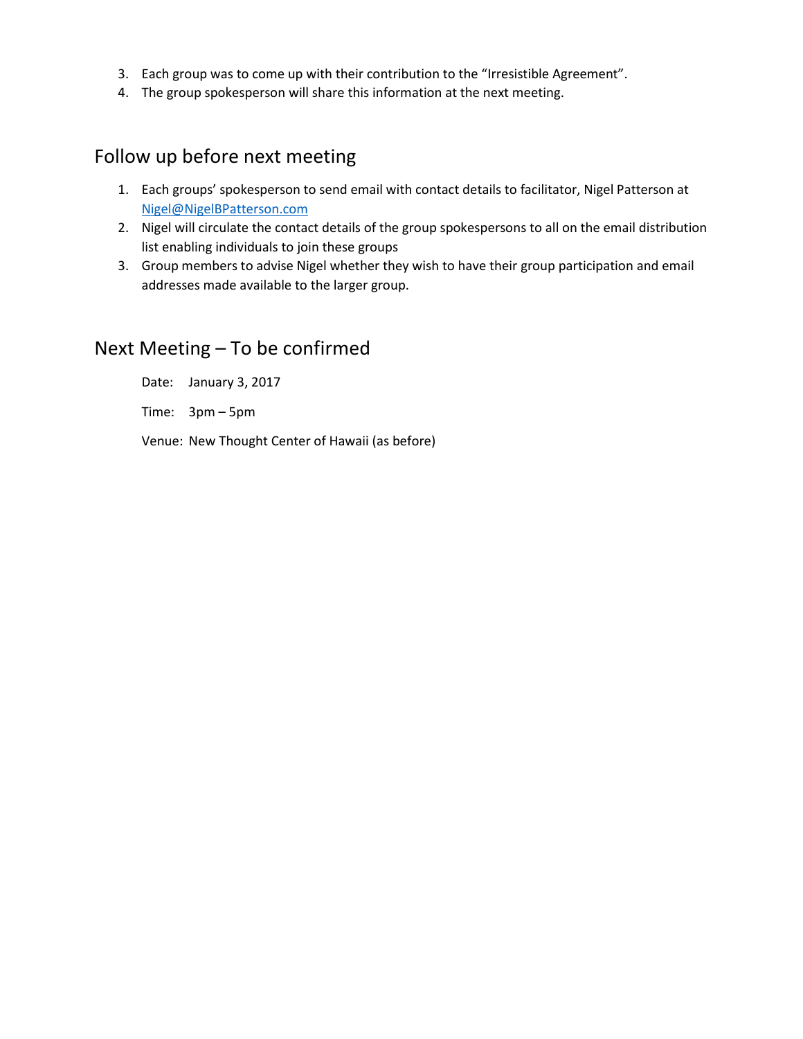3. Each group was to come up with their contribution to the "Irresistible Agreement".
4. The group spokesperson will share this information at the next meeting.

## Follow up before next meeting

1. Each groups' spokesperson to send email with contact details to facilitator, Nigel Patterson at Nigel@NigelBPatterson.com
2. Nigel will circulate the contact details of the group spokespersons to all on the email distribution list enabling individuals to join these groups
3. Group members to advise Nigel whether they wish to have their group participation and email addresses made available to the larger group.

## Next Meeting – To be confirmed

Date: January 3, 2017

Time: 3pm – 5pm

Venue: New Thought Center of Hawaii (as before)